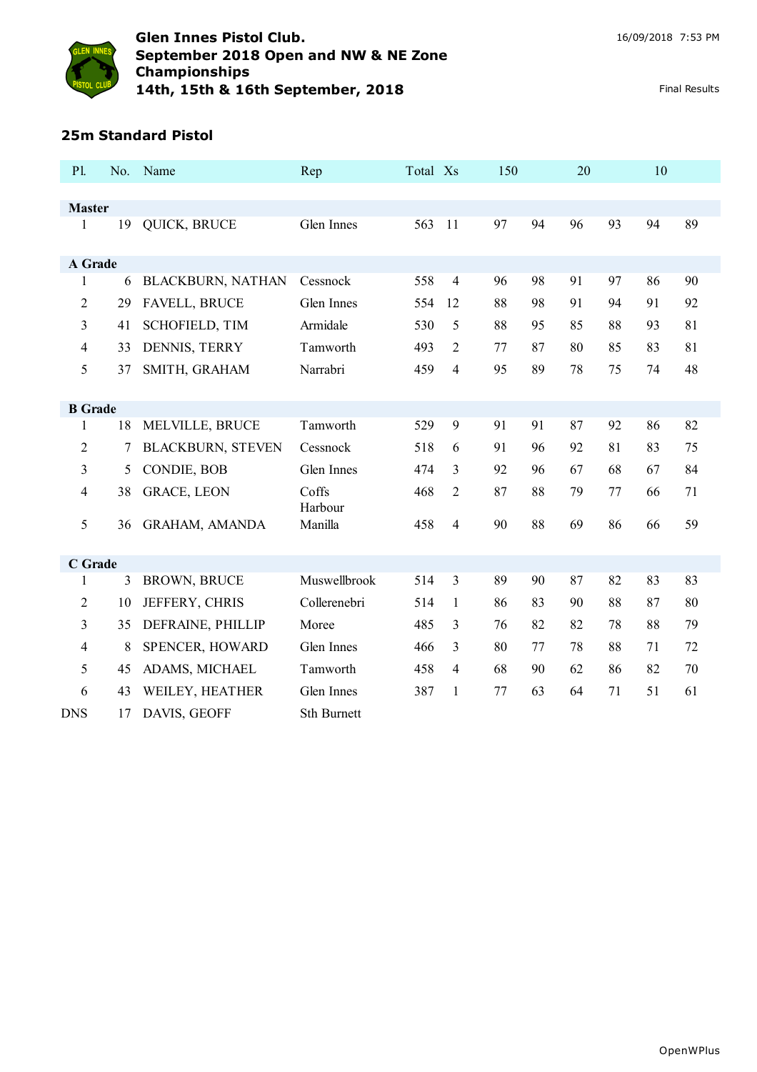# Glen Innes Pistol Club.
## September 2018 Open and NW & NE Zone Championships
## 14th, 15th & 16th September, 2018

16/09/2018 7:53 PM

Final Results

### 25m Standard Pistol

| Pl. | No. | Name | Rep | Total | Xs | 150 | | 20 | | 10 | |
|---|---|---|---|---|---|---|---|---|---|---|---|
| **Master** | | | | | | | | | | | |
| 1 | 19 | QUICK, BRUCE | Glen Innes | 563 | 11 | 97 | 94 | 96 | 93 | 94 | 89 |
| **A Grade** | | | | | | | | | | | |
| 1 | 6 | BLACKBURN, NATHAN | Cessnock | 558 | 4 | 96 | 98 | 91 | 97 | 86 | 90 |
| 2 | 29 | FAVELL, BRUCE | Glen Innes | 554 | 12 | 88 | 98 | 91 | 94 | 91 | 92 |
| 3 | 41 | SCHOFIELD, TIM | Armidale | 530 | 5 | 88 | 95 | 85 | 88 | 93 | 81 |
| 4 | 33 | DENNIS, TERRY | Tamworth | 493 | 2 | 77 | 87 | 80 | 85 | 83 | 81 |
| 5 | 37 | SMITH, GRAHAM | Narrabri | 459 | 4 | 95 | 89 | 78 | 75 | 74 | 48 |
| **B Grade** | | | | | | | | | | | |
| 1 | 18 | MELVILLE, BRUCE | Tamworth | 529 | 9 | 91 | 91 | 87 | 92 | 86 | 82 |
| 2 | 7 | BLACKBURN, STEVEN | Cessnock | 518 | 6 | 91 | 96 | 92 | 81 | 83 | 75 |
| 3 | 5 | CONDIE, BOB | Glen Innes | 474 | 3 | 92 | 96 | 67 | 68 | 67 | 84 |
| 4 | 38 | GRACE, LEON | Coffs Harbour | 468 | 2 | 87 | 88 | 79 | 77 | 66 | 71 |
| 5 | 36 | GRAHAM, AMANDA | Manilla | 458 | 4 | 90 | 88 | 69 | 86 | 66 | 59 |
| **C Grade** | | | | | | | | | | | |
| 1 | 3 | BROWN, BRUCE | Muswellbrook | 514 | 3 | 89 | 90 | 87 | 82 | 83 | 83 |
| 2 | 10 | JEFFERY, CHRIS | Collerenebri | 514 | 1 | 86 | 83 | 90 | 88 | 87 | 80 |
| 3 | 35 | DEFRAINE, PHILLIP | Moree | 485 | 3 | 76 | 82 | 82 | 78 | 88 | 79 |
| 4 | 8 | SPENCER, HOWARD | Glen Innes | 466 | 3 | 80 | 77 | 78 | 88 | 71 | 72 |
| 5 | 45 | ADAMS, MICHAEL | Tamworth | 458 | 4 | 68 | 90 | 62 | 86 | 82 | 70 |
| 6 | 43 | WEILEY, HEATHER | Glen Innes | 387 | 1 | 77 | 63 | 64 | 71 | 51 | 61 |
| DNS | 17 | DAVIS, GEOFF | Sth Burnett | | | | | | | | |

OpenWPlus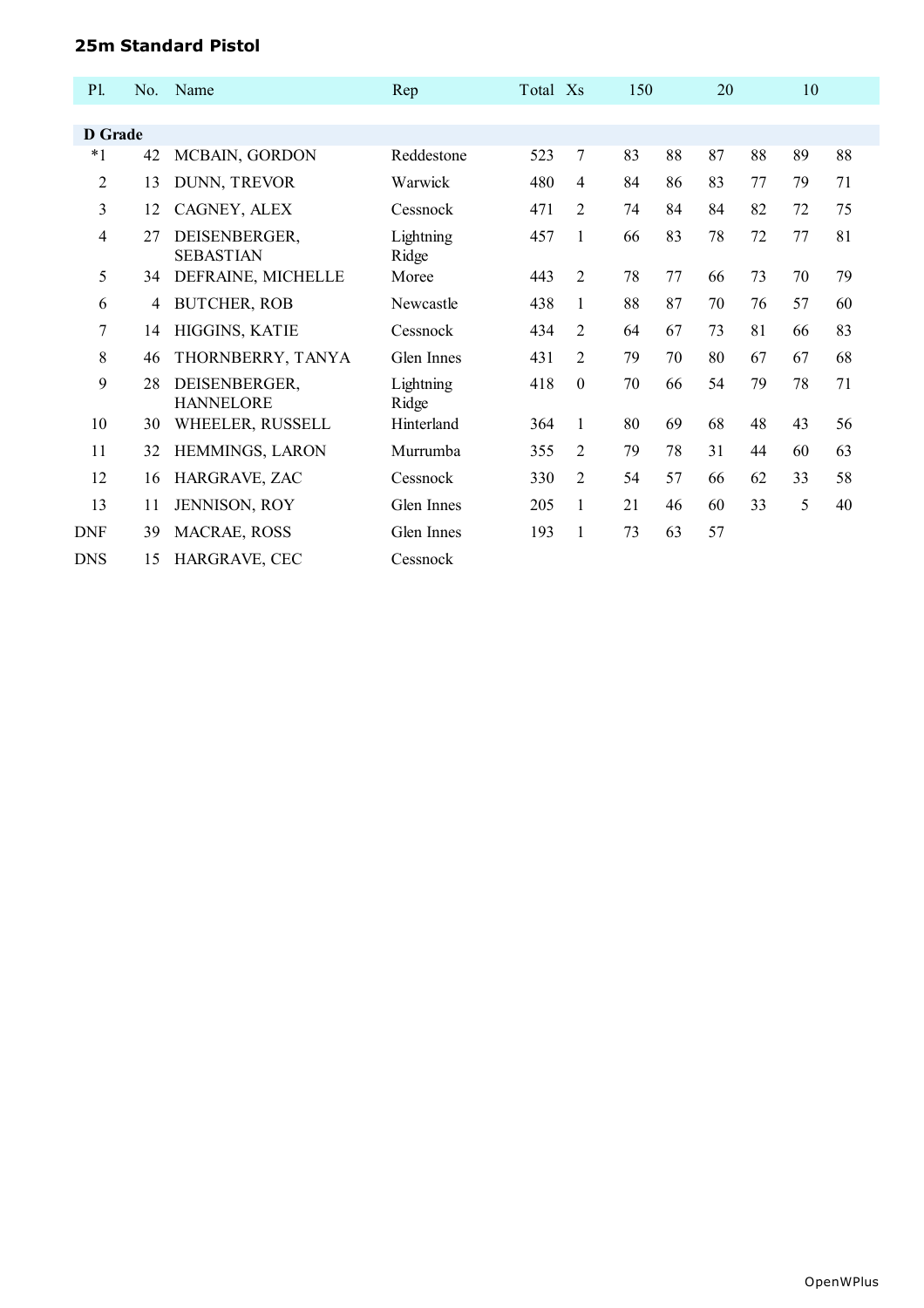## 25m Standard Pistol

| Pl. | No. | Name | Rep | Total | Xs | 150 | | 20 | | 10 | |
|---|---|---|---|---|---|---|---|---|---|---|---|
| **D Grade** | | | | | | | | | | | |
| *1 | 42 | MCBAIN, GORDON | Reddestone | 523 | 7 | 83 | 88 | 87 | 88 | 89 | 88 |
| 2 | 13 | DUNN, TREVOR | Warwick | 480 | 4 | 84 | 86 | 83 | 77 | 79 | 71 |
| 3 | 12 | CAGNEY, ALEX | Cessnock | 471 | 2 | 74 | 84 | 84 | 82 | 72 | 75 |
| 4 | 27 | DEISENBERGER, SEBASTIAN | Lightning Ridge | 457 | 1 | 66 | 83 | 78 | 72 | 77 | 81 |
| 5 | 34 | DEFRAINE, MICHELLE | Moree | 443 | 2 | 78 | 77 | 66 | 73 | 70 | 79 |
| 6 | 4 | BUTCHER, ROB | Newcastle | 438 | 1 | 88 | 87 | 70 | 76 | 57 | 60 |
| 7 | 14 | HIGGINS, KATIE | Cessnock | 434 | 2 | 64 | 67 | 73 | 81 | 66 | 83 |
| 8 | 46 | THORNBERRY, TANYA | Glen Innes | 431 | 2 | 79 | 70 | 80 | 67 | 67 | 68 |
| 9 | 28 | DEISENBERGER, HANNELORE | Lightning Ridge | 418 | 0 | 70 | 66 | 54 | 79 | 78 | 71 |
| 10 | 30 | WHEELER, RUSSELL | Hinterland | 364 | 1 | 80 | 69 | 68 | 48 | 43 | 56 |
| 11 | 32 | HEMMINGS, LARON | Murrumba | 355 | 2 | 79 | 78 | 31 | 44 | 60 | 63 |
| 12 | 16 | HARGRAVE, ZAC | Cessnock | 330 | 2 | 54 | 57 | 66 | 62 | 33 | 58 |
| 13 | 11 | JENNISON, ROY | Glen Innes | 205 | 1 | 21 | 46 | 60 | 33 | 5 | 40 |
| DNF | 39 | MACRAE, ROSS | Glen Innes | 193 | 1 | 73 | 63 | 57 | | | |
| DNS | 15 | HARGRAVE, CEC | Cessnock | | | | | | | | |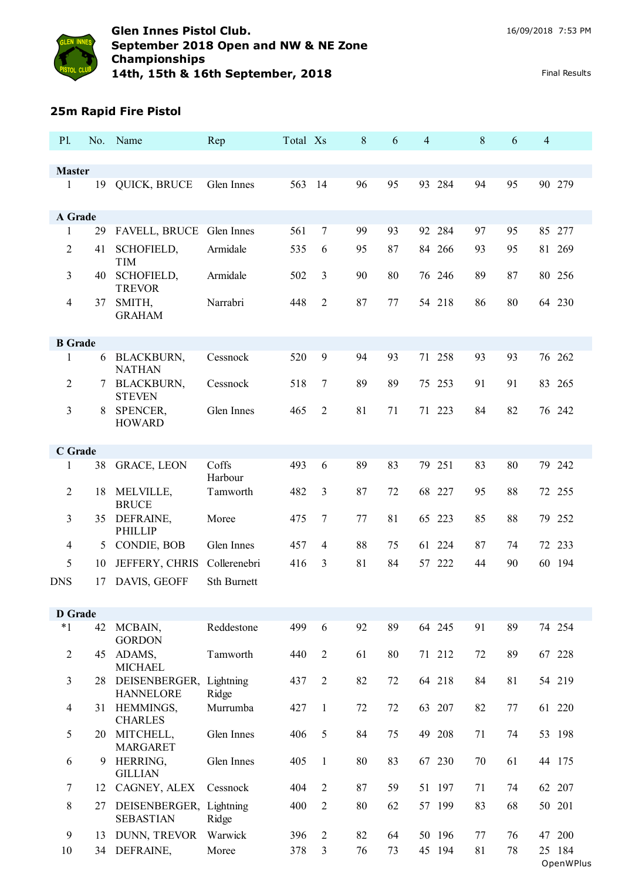## Glen Innes Pistol Club.
## September 2018 Open and NW & NE Zone Championships
## 14th, 15th & 16th September, 2018

16/09/2018 7:53 PM

Final Results

### 25m Rapid Fire Pistol

| Pl. | No. | Name | Rep | Total | Xs | 8 | 6 | 4 | | 8 | 6 | 4 | |
|---|---|---|---|---|---|---|---|---|---|---|---|---|---|
| **Master** | | | | | | | | | | | | | |
| 1 | 19 | QUICK, BRUCE | Glen Innes | 563 | 14 | 96 | 95 | 93 | 284 | 94 | 95 | 90 | 279 |
| **A Grade** | | | | | | | | | | | | | |
| 1 | 29 | FAVELL, BRUCE | Glen Innes | 561 | 7 | 99 | 93 | 92 | 284 | 97 | 95 | 85 | 277 |
| 2 | 41 | SCHOFIELD, TIM | Armidale | 535 | 6 | 95 | 87 | 84 | 266 | 93 | 95 | 81 | 269 |
| 3 | 40 | SCHOFIELD, TREVOR | Armidale | 502 | 3 | 90 | 80 | 76 | 246 | 89 | 87 | 80 | 256 |
| 4 | 37 | SMITH, GRAHAM | Narrabri | 448 | 2 | 87 | 77 | 54 | 218 | 86 | 80 | 64 | 230 |
| **B Grade** | | | | | | | | | | | | | |
| 1 | 6 | BLACKBURN, NATHAN | Cessnock | 520 | 9 | 94 | 93 | 71 | 258 | 93 | 93 | 76 | 262 |
| 2 | 7 | BLACKBURN, STEVEN | Cessnock | 518 | 7 | 89 | 89 | 75 | 253 | 91 | 91 | 83 | 265 |
| 3 | 8 | SPENCER, HOWARD | Glen Innes | 465 | 2 | 81 | 71 | 71 | 223 | 84 | 82 | 76 | 242 |
| **C Grade** | | | | | | | | | | | | | |
| 1 | 38 | GRACE, LEON | Coffs Harbour | 493 | 6 | 89 | 83 | 79 | 251 | 83 | 80 | 79 | 242 |
| 2 | 18 | MELVILLE, BRUCE | Tamworth | 482 | 3 | 87 | 72 | 68 | 227 | 95 | 88 | 72 | 255 |
| 3 | 35 | DEFRAINE, PHILLIP | Moree | 475 | 7 | 77 | 81 | 65 | 223 | 85 | 88 | 79 | 252 |
| 4 | 5 | CONDIE, BOB | Glen Innes | 457 | 4 | 88 | 75 | 61 | 224 | 87 | 74 | 72 | 233 |
| 5 | 10 | JEFFERY, CHRIS | Collerenebri | 416 | 3 | 81 | 84 | 57 | 222 | 44 | 90 | 60 | 194 |
| DNS | 17 | DAVIS, GEOFF | Sth Burnett | | | | | | | | | | |
| **D Grade** | | | | | | | | | | | | | |
| *1 | 42 | MCBAIN, GORDON | Reddestone | 499 | 6 | 92 | 89 | 64 | 245 | 91 | 89 | 74 | 254 |
| 2 | 45 | ADAMS, MICHAEL | Tamworth | 440 | 2 | 61 | 80 | 71 | 212 | 72 | 89 | 67 | 228 |
| 3 | 28 | DEISENBERGER, HANNELORE | Lightning Ridge | 437 | 2 | 82 | 72 | 64 | 218 | 84 | 81 | 54 | 219 |
| 4 | 31 | HEMMINGS, CHARLES | Murrumba | 427 | 1 | 72 | 72 | 63 | 207 | 82 | 77 | 61 | 220 |
| 5 | 20 | MITCHELL, MARGARET | Glen Innes | 406 | 5 | 84 | 75 | 49 | 208 | 71 | 74 | 53 | 198 |
| 6 | 9 | HERRING, GILLIAN | Glen Innes | 405 | 1 | 80 | 83 | 67 | 230 | 70 | 61 | 44 | 175 |
| 7 | 12 | CAGNEY, ALEX | Cessnock | 404 | 2 | 87 | 59 | 51 | 197 | 71 | 74 | 62 | 207 |
| 8 | 27 | DEISENBERGER, SEBASTIAN | Lightning Ridge | 400 | 2 | 80 | 62 | 57 | 199 | 83 | 68 | 50 | 201 |
| 9 | 13 | DUNN, TREVOR | Warwick | 396 | 2 | 82 | 64 | 50 | 196 | 77 | 76 | 47 | 200 |
| 10 | 34 | DEFRAINE, | Moree | 378 | 3 | 76 | 73 | 45 | 194 | 81 | 78 | 25 | 184 |

OpenWPlus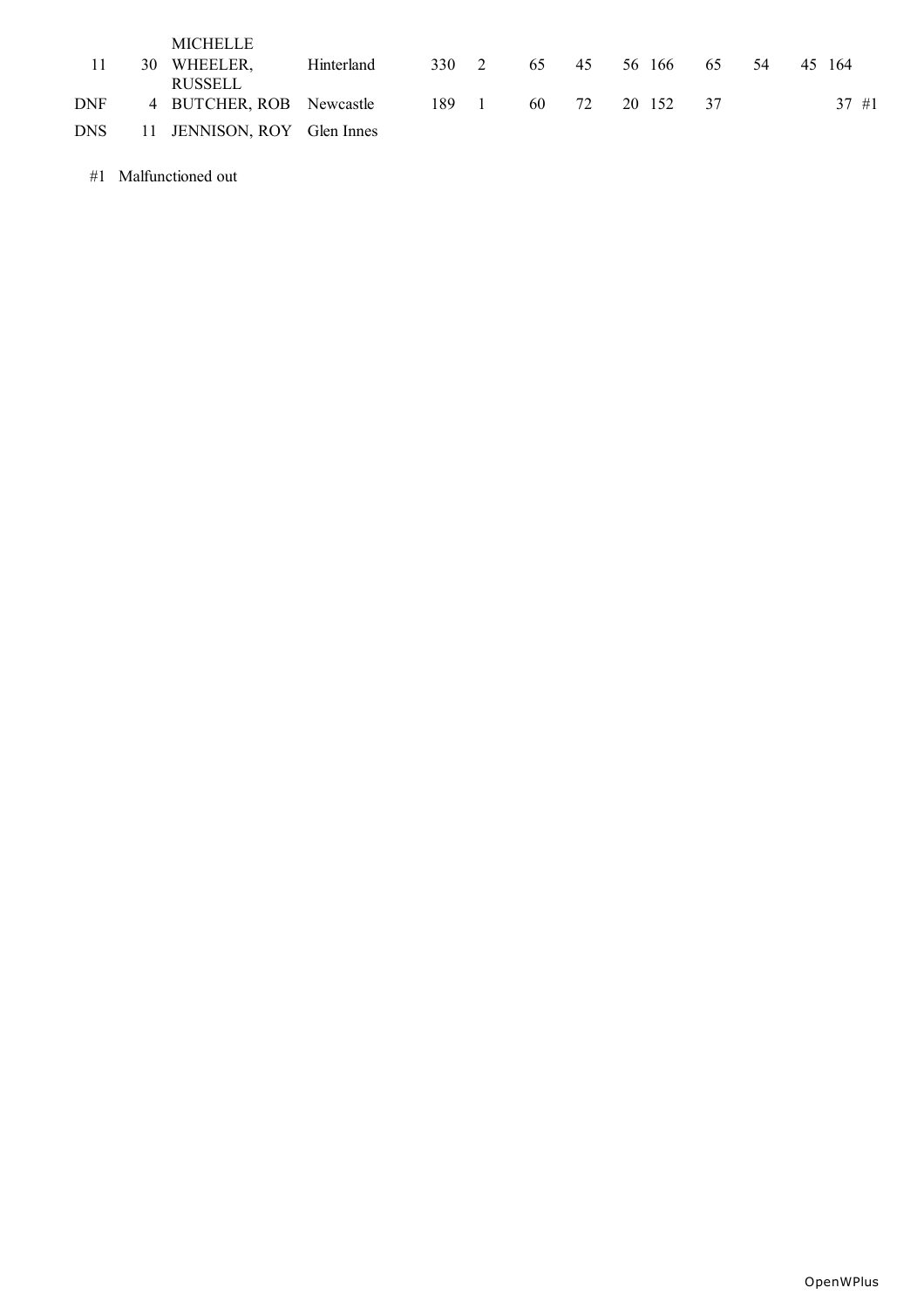| | | | | | | | | | | | | | | |
|---|---|---|---|---|---|---|---|---|---|---|---|---|---|---|
| 11 | 30 | MICHELLE WHEELER, RUSSELL | Hinterland | 330 | 2 | 65 | 45 | 56 | 166 | 65 | 54 | 45 | 164 | |
| DNF | 4 | BUTCHER, ROB | Newcastle | 189 | 1 | 60 | 72 | 20 | 152 | 37 | | | 37 | #1 |
| DNS | 11 | JENNISON, ROY | Glen Innes | | | | | | | | | | | |

#1 Malfunctioned out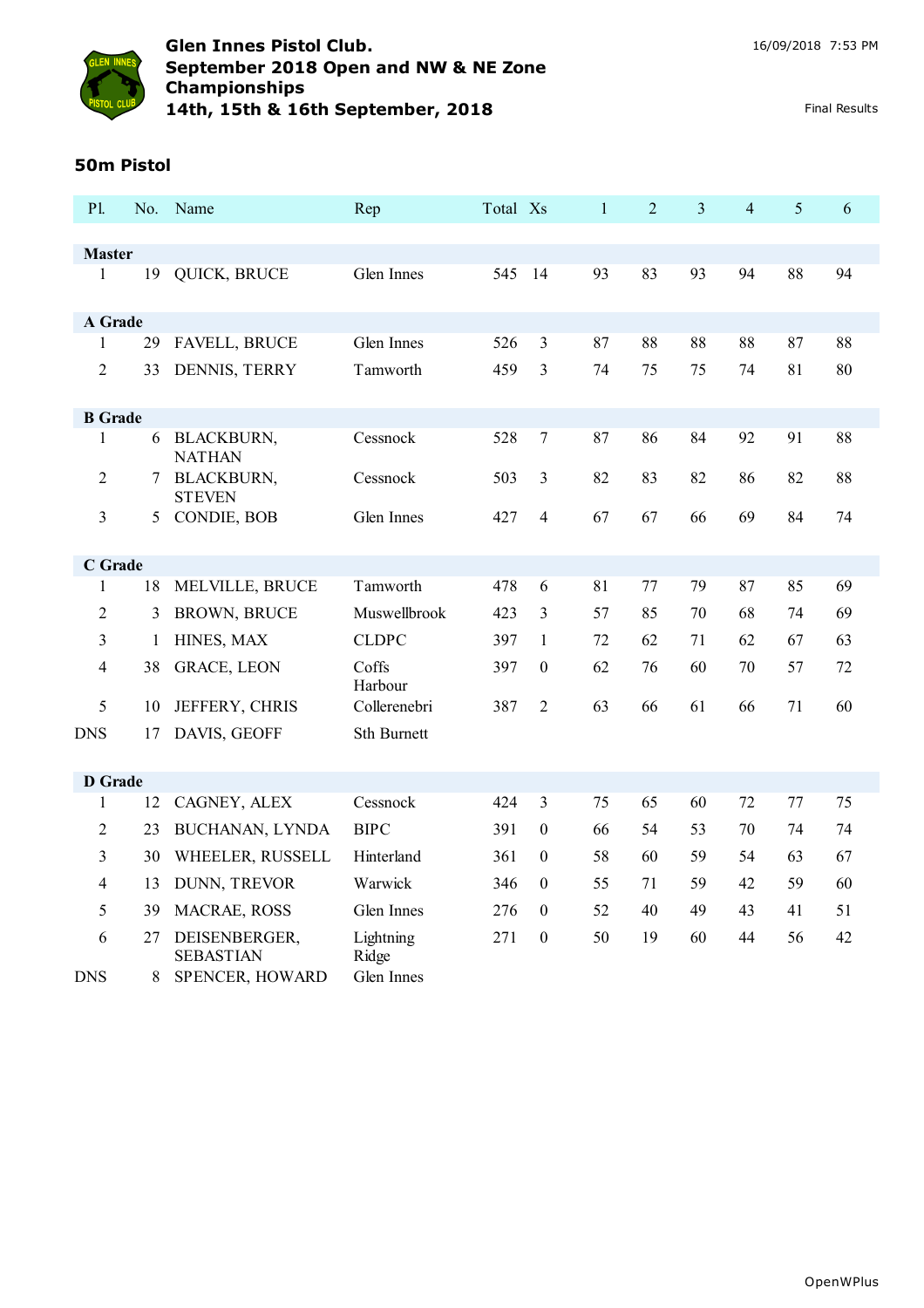# Glen Innes Pistol Club.
## September 2018 Open and NW & NE Zone Championships
## 14th, 15th & 16th September, 2018

16/09/2018 7:53 PM

Final Results

### 50m Pistol

| Pl. | No. | Name | Rep | Total | Xs | 1 | 2 | 3 | 4 | 5 | 6 |
|---|---|---|---|---|---|---|---|---|---|---|---|
| **Master** | | | | | | | | | | | |
| 1 | 19 | QUICK, BRUCE | Glen Innes | 545 | 14 | 93 | 83 | 93 | 94 | 88 | 94 |
| **A Grade** | | | | | | | | | | | |
| 1 | 29 | FAVELL, BRUCE | Glen Innes | 526 | 3 | 87 | 88 | 88 | 88 | 87 | 88 |
| 2 | 33 | DENNIS, TERRY | Tamworth | 459 | 3 | 74 | 75 | 75 | 74 | 81 | 80 |
| **B Grade** | | | | | | | | | | | |
| 1 | 6 | BLACKBURN, NATHAN | Cessnock | 528 | 7 | 87 | 86 | 84 | 92 | 91 | 88 |
| 2 | 7 | BLACKBURN, STEVEN | Cessnock | 503 | 3 | 82 | 83 | 82 | 86 | 82 | 88 |
| 3 | 5 | CONDIE, BOB | Glen Innes | 427 | 4 | 67 | 67 | 66 | 69 | 84 | 74 |
| **C Grade** | | | | | | | | | | | |
| 1 | 18 | MELVILLE, BRUCE | Tamworth | 478 | 6 | 81 | 77 | 79 | 87 | 85 | 69 |
| 2 | 3 | BROWN, BRUCE | Muswellbrook | 423 | 3 | 57 | 85 | 70 | 68 | 74 | 69 |
| 3 | 1 | HINES, MAX | CLDPC | 397 | 1 | 72 | 62 | 71 | 62 | 67 | 63 |
| 4 | 38 | GRACE, LEON | Coffs Harbour | 397 | 0 | 62 | 76 | 60 | 70 | 57 | 72 |
| 5 | 10 | JEFFERY, CHRIS | Collerenebri | 387 | 2 | 63 | 66 | 61 | 66 | 71 | 60 |
| DNS | 17 | DAVIS, GEOFF | Sth Burnett | | | | | | | | |
| **D Grade** | | | | | | | | | | | |
| 1 | 12 | CAGNEY, ALEX | Cessnock | 424 | 3 | 75 | 65 | 60 | 72 | 77 | 75 |
| 2 | 23 | BUCHANAN, LYNDA | BIPC | 391 | 0 | 66 | 54 | 53 | 70 | 74 | 74 |
| 3 | 30 | WHEELER, RUSSELL | Hinterland | 361 | 0 | 58 | 60 | 59 | 54 | 63 | 67 |
| 4 | 13 | DUNN, TREVOR | Warwick | 346 | 0 | 55 | 71 | 59 | 42 | 59 | 60 |
| 5 | 39 | MACRAE, ROSS | Glen Innes | 276 | 0 | 52 | 40 | 49 | 43 | 41 | 51 |
| 6 | 27 | DEISENBERGER, SEBASTIAN | Lightning Ridge | 271 | 0 | 50 | 19 | 60 | 44 | 56 | 42 |
| DNS | 8 | SPENCER, HOWARD | Glen Innes | | | | | | | | |

OpenWPlus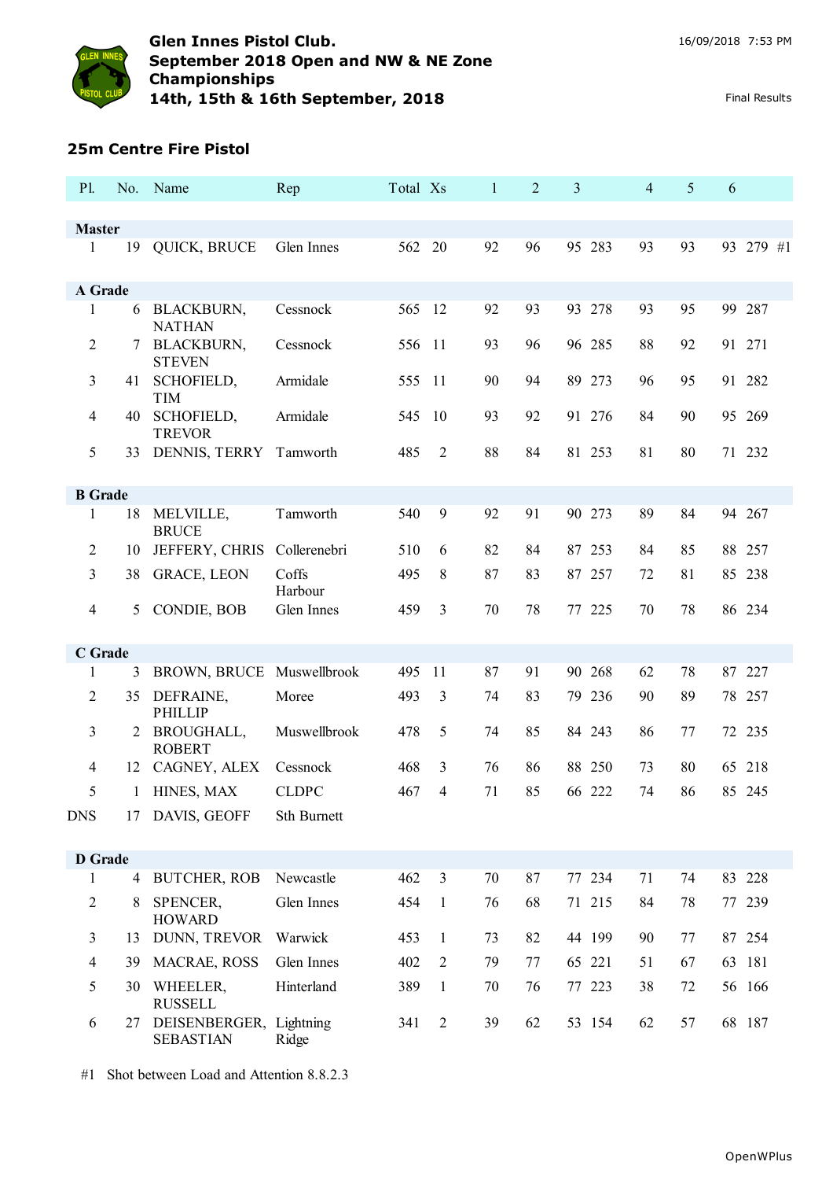# Glen Innes Pistol Club.
## September 2018 Open and NW & NE Zone Championships
## 14th, 15th & 16th September, 2018

16/09/2018 7:53 PM

Final Results

### 25m Centre Fire Pistol

| Pl. | No. | Name | Rep | Total | Xs | 1 | 2 | 3 | | 4 | 5 | 6 | | |
|---|---|---|---|---|---|---|---|---|---|---|---|---|---|---|
| **Master** | | | | | | | | | | | | | | |
| 1 | 19 | QUICK, BRUCE | Glen Innes | 562 | 20 | 92 | 96 | 95 | 283 | 93 | 93 | 93 | 279 | #1 |
| **A Grade** | | | | | | | | | | | | | | |
| 1 | 6 | BLACKBURN, NATHAN | Cessnock | 565 | 12 | 92 | 93 | 93 | 278 | 93 | 95 | 99 | 287 | |
| 2 | 7 | BLACKBURN, STEVEN | Cessnock | 556 | 11 | 93 | 96 | 96 | 285 | 88 | 92 | 91 | 271 | |
| 3 | 41 | SCHOFIELD, TIM | Armidale | 555 | 11 | 90 | 94 | 89 | 273 | 96 | 95 | 91 | 282 | |
| 4 | 40 | SCHOFIELD, TREVOR | Armidale | 545 | 10 | 93 | 92 | 91 | 276 | 84 | 90 | 95 | 269 | |
| 5 | 33 | DENNIS, TERRY | Tamworth | 485 | 2 | 88 | 84 | 81 | 253 | 81 | 80 | 71 | 232 | |
| **B Grade** | | | | | | | | | | | | | | |
| 1 | 18 | MELVILLE, BRUCE | Tamworth | 540 | 9 | 92 | 91 | 90 | 273 | 89 | 84 | 94 | 267 | |
| 2 | 10 | JEFFERY, CHRIS | Collerenebri | 510 | 6 | 82 | 84 | 87 | 253 | 84 | 85 | 88 | 257 | |
| 3 | 38 | GRACE, LEON | Coffs Harbour | 495 | 8 | 87 | 83 | 87 | 257 | 72 | 81 | 85 | 238 | |
| 4 | 5 | CONDIE, BOB | Glen Innes | 459 | 3 | 70 | 78 | 77 | 225 | 70 | 78 | 86 | 234 | |
| **C Grade** | | | | | | | | | | | | | | |
| 1 | 3 | BROWN, BRUCE | Muswellbrook | 495 | 11 | 87 | 91 | 90 | 268 | 62 | 78 | 87 | 227 | |
| 2 | 35 | DEFRAINE, PHILLIP | Moree | 493 | 3 | 74 | 83 | 79 | 236 | 90 | 89 | 78 | 257 | |
| 3 | 2 | BROUGHALL, ROBERT | Muswellbrook | 478 | 5 | 74 | 85 | 84 | 243 | 86 | 77 | 72 | 235 | |
| 4 | 12 | CAGNEY, ALEX | Cessnock | 468 | 3 | 76 | 86 | 88 | 250 | 73 | 80 | 65 | 218 | |
| 5 | 1 | HINES, MAX | CLDPC | 467 | 4 | 71 | 85 | 66 | 222 | 74 | 86 | 85 | 245 | |
| DNS | 17 | DAVIS, GEOFF | Sth Burnett | | | | | | | | | | | |
| **D Grade** | | | | | | | | | | | | | | |
| 1 | 4 | BUTCHER, ROB | Newcastle | 462 | 3 | 70 | 87 | 77 | 234 | 71 | 74 | 83 | 228 | |
| 2 | 8 | SPENCER, HOWARD | Glen Innes | 454 | 1 | 76 | 68 | 71 | 215 | 84 | 78 | 77 | 239 | |
| 3 | 13 | DUNN, TREVOR | Warwick | 453 | 1 | 73 | 82 | 44 | 199 | 90 | 77 | 87 | 254 | |
| 4 | 39 | MACRAE, ROSS | Glen Innes | 402 | 2 | 79 | 77 | 65 | 221 | 51 | 67 | 63 | 181 | |
| 5 | 30 | WHEELER, RUSSELL | Hinterland | 389 | 1 | 70 | 76 | 77 | 223 | 38 | 72 | 56 | 166 | |
| 6 | 27 | DEISENBERGER, SEBASTIAN | Lightning Ridge | 341 | 2 | 39 | 62 | 53 | 154 | 62 | 57 | 68 | 187 | |

#1 Shot between Load and Attention 8.8.2.3

OpenWPlus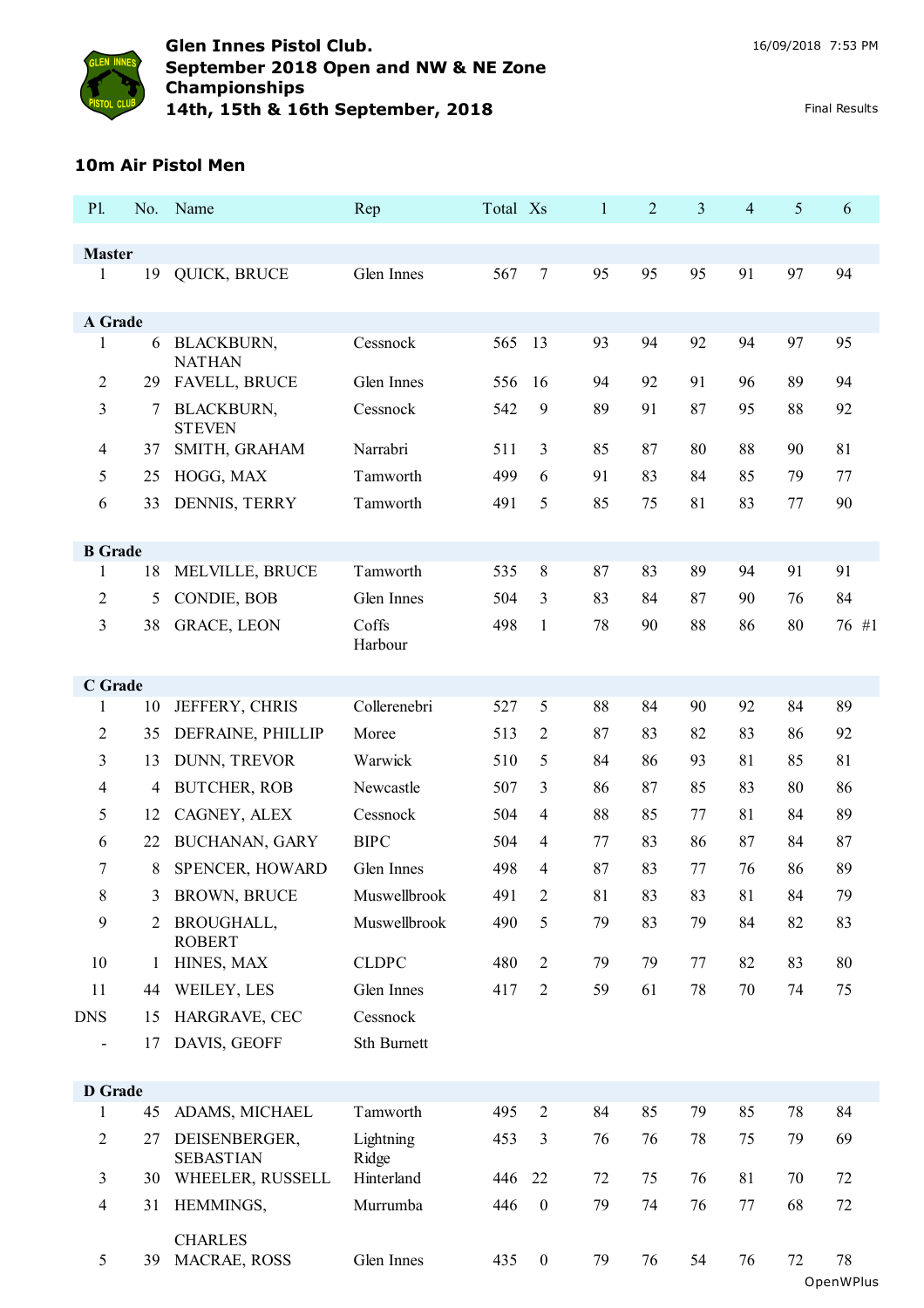# Glen Innes Pistol Club.
## September 2018 Open and NW & NE Zone Championships
## 14th, 15th & 16th September, 2018

16/09/2018 7:53 PM

Final Results

### 10m Air Pistol Men

| Pl. | No. | Name | Rep | Total | Xs | 1 | 2 | 3 | 4 | 5 | 6 |
|---|---|---|---|---|---|---|---|---|---|---|---|
| **Master** | | | | | | | | | | | |
| 1 | 19 | QUICK, BRUCE | Glen Innes | 567 | 7 | 95 | 95 | 95 | 91 | 97 | 94 |
| **A Grade** | | | | | | | | | | | |
| 1 | 6 | BLACKBURN, NATHAN | Cessnock | 565 | 13 | 93 | 94 | 92 | 94 | 97 | 95 |
| 2 | 29 | FAVELL, BRUCE | Glen Innes | 556 | 16 | 94 | 92 | 91 | 96 | 89 | 94 |
| 3 | 7 | BLACKBURN, STEVEN | Cessnock | 542 | 9 | 89 | 91 | 87 | 95 | 88 | 92 |
| 4 | 37 | SMITH, GRAHAM | Narrabri | 511 | 3 | 85 | 87 | 80 | 88 | 90 | 81 |
| 5 | 25 | HOGG, MAX | Tamworth | 499 | 6 | 91 | 83 | 84 | 85 | 79 | 77 |
| 6 | 33 | DENNIS, TERRY | Tamworth | 491 | 5 | 85 | 75 | 81 | 83 | 77 | 90 |
| **B Grade** | | | | | | | | | | | |
| 1 | 18 | MELVILLE, BRUCE | Tamworth | 535 | 8 | 87 | 83 | 89 | 94 | 91 | 91 |
| 2 | 5 | CONDIE, BOB | Glen Innes | 504 | 3 | 83 | 84 | 87 | 90 | 76 | 84 |
| 3 | 38 | GRACE, LEON | Coffs Harbour | 498 | 1 | 78 | 90 | 88 | 86 | 80 | 76 #1 |
| **C Grade** | | | | | | | | | | | |
| 1 | 10 | JEFFERY, CHRIS | Collerenebri | 527 | 5 | 88 | 84 | 90 | 92 | 84 | 89 |
| 2 | 35 | DEFRAINE, PHILLIP | Moree | 513 | 2 | 87 | 83 | 82 | 83 | 86 | 92 |
| 3 | 13 | DUNN, TREVOR | Warwick | 510 | 5 | 84 | 86 | 93 | 81 | 85 | 81 |
| 4 | 4 | BUTCHER, ROB | Newcastle | 507 | 3 | 86 | 87 | 85 | 83 | 80 | 86 |
| 5 | 12 | CAGNEY, ALEX | Cessnock | 504 | 4 | 88 | 85 | 77 | 81 | 84 | 89 |
| 6 | 22 | BUCHANAN, GARY | BIPC | 504 | 4 | 77 | 83 | 86 | 87 | 84 | 87 |
| 7 | 8 | SPENCER, HOWARD | Glen Innes | 498 | 4 | 87 | 83 | 77 | 76 | 86 | 89 |
| 8 | 3 | BROWN, BRUCE | Muswellbrook | 491 | 2 | 81 | 83 | 83 | 81 | 84 | 79 |
| 9 | 2 | BROUGHALL, ROBERT | Muswellbrook | 490 | 5 | 79 | 83 | 79 | 84 | 82 | 83 |
| 10 | 1 | HINES, MAX | CLDPC | 480 | 2 | 79 | 79 | 77 | 82 | 83 | 80 |
| 11 | 44 | WEILEY, LES | Glen Innes | 417 | 2 | 59 | 61 | 78 | 70 | 74 | 75 |
| DNS | 15 | HARGRAVE, CEC | Cessnock | | | | | | | | |
| - | 17 | DAVIS, GEOFF | Sth Burnett | | | | | | | | |
| **D Grade** | | | | | | | | | | | |
| 1 | 45 | ADAMS, MICHAEL | Tamworth | 495 | 2 | 84 | 85 | 79 | 85 | 78 | 84 |
| 2 | 27 | DEISENBERGER, SEBASTIAN | Lightning Ridge | 453 | 3 | 76 | 76 | 78 | 75 | 79 | 69 |
| 3 | 30 | WHEELER, RUSSELL | Hinterland | 446 | 22 | 72 | 75 | 76 | 81 | 70 | 72 |
| 4 | 31 | HEMMINGS, CHARLES | Murrumba | 446 | 0 | 79 | 74 | 76 | 77 | 68 | 72 |
| 5 | 39 | MACRAE, ROSS | Glen Innes | 435 | 0 | 79 | 76 | 54 | 76 | 72 | 78 |

OpenWPlus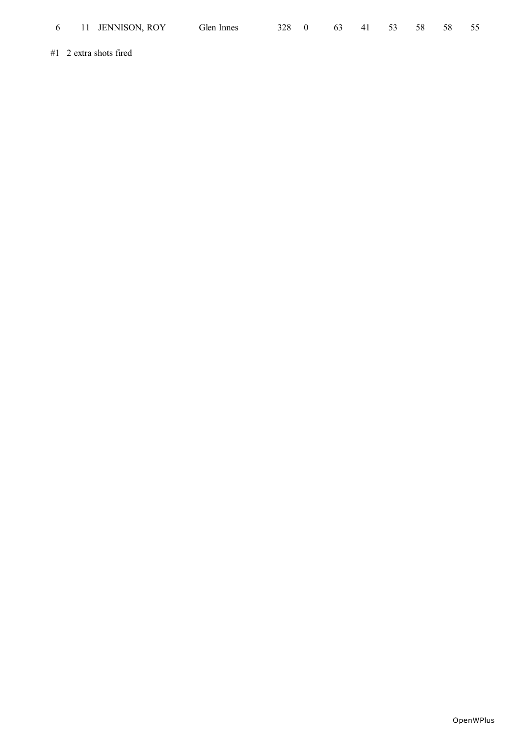| 6 | 11 | JENNISON, ROY | Glen Innes | 328 | 0 | 63 | 41 | 53 | 58 | 58 | 55 |
|---|---|---|---|---|---|---|---|---|---|---|---|

#1 2 extra shots fired

OpenWPlus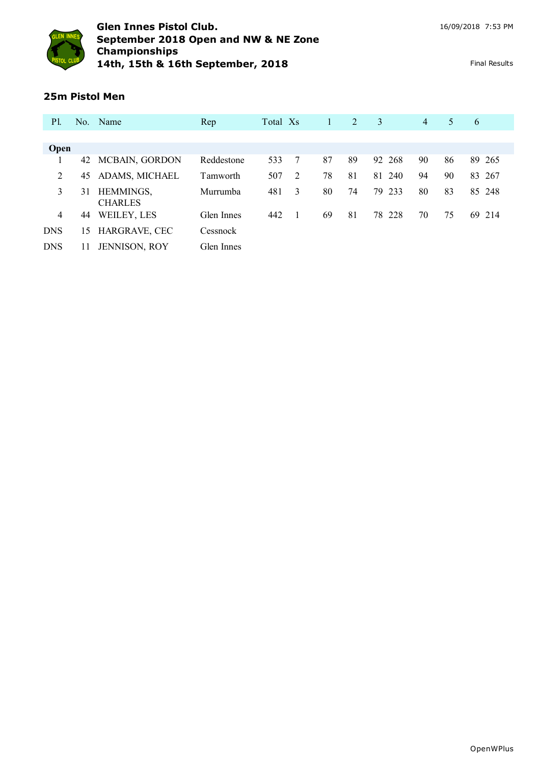**Glen Innes Pistol Club.**
**September 2018 Open and NW & NE Zone Championships**
**14th, 15th & 16th September, 2018**

16/09/2018 7:53 PM

Final Results

## 25m Pistol Men

| Pl. | No. | Name | Rep | Total | Xs | 1 | 2 | 3 | | 4 | 5 | 6 | |
|---|---|---|---|---|---|---|---|---|---|---|---|---|---|
| **Open** | | | | | | | | | | | | | |
| 1 | 42 | MCBAIN, GORDON | Reddestone | 533 | 7 | 87 | 89 | 92 | 268 | 90 | 86 | 89 | 265 |
| 2 | 45 | ADAMS, MICHAEL | Tamworth | 507 | 2 | 78 | 81 | 81 | 240 | 94 | 90 | 83 | 267 |
| 3 | 31 | HEMMINGS, CHARLES | Murrumba | 481 | 3 | 80 | 74 | 79 | 233 | 80 | 83 | 85 | 248 |
| 4 | 44 | WEILEY, LES | Glen Innes | 442 | 1 | 69 | 81 | 78 | 228 | 70 | 75 | 69 | 214 |
| DNS | 15 | HARGRAVE, CEC | Cessnock | | | | | | | | | | |
| DNS | 11 | JENNISON, ROY | Glen Innes | | | | | | | | | | |

OpenWPlus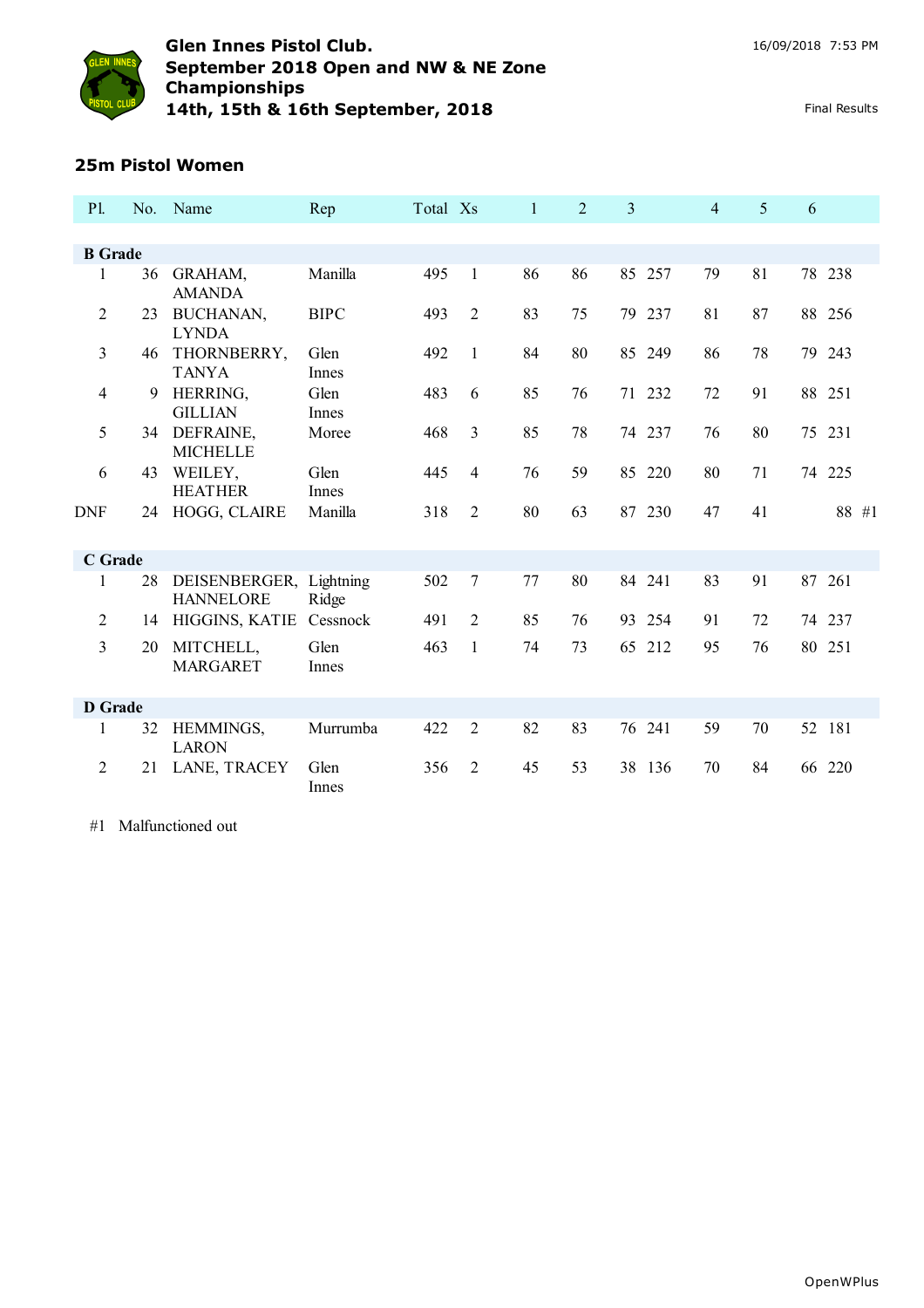## 25m Pistol Women

| Pl. | No. | Name | Rep | Total | Xs | 1 | 2 | 3 | | 4 | 5 | 6 | |
|---|---|---|---|---|---|---|---|---|---|---|---|---|---|
| **B Grade** | | | | | | | | | | | | | |
| 1 | 36 | GRAHAM, AMANDA | Manilla | 495 | 1 | 86 | 86 | 85 | 257 | 79 | 81 | 78 | 238 |
| 2 | 23 | BUCHANAN, LYNDA | BIPC | 493 | 2 | 83 | 75 | 79 | 237 | 81 | 87 | 88 | 256 |
| 3 | 46 | THORNBERRY, TANYA | Glen Innes | 492 | 1 | 84 | 80 | 85 | 249 | 86 | 78 | 79 | 243 |
| 4 | 9 | HERRING, GILLIAN | Glen Innes | 483 | 6 | 85 | 76 | 71 | 232 | 72 | 91 | 88 | 251 |
| 5 | 34 | DEFRAINE, MICHELLE | Moree | 468 | 3 | 85 | 78 | 74 | 237 | 76 | 80 | 75 | 231 |
| 6 | 43 | WEILEY, HEATHER | Glen Innes | 445 | 4 | 76 | 59 | 85 | 220 | 80 | 71 | 74 | 225 |
| DNF | 24 | HOGG, CLAIRE | Manilla | 318 | 2 | 80 | 63 | 87 | 230 | 47 | 41 | | 88 #1 |
| **C Grade** | | | | | | | | | | | | | |
| 1 | 28 | DEISENBERGER, HANNELORE | Lightning Ridge | 502 | 7 | 77 | 80 | 84 | 241 | 83 | 91 | 87 | 261 |
| 2 | 14 | HIGGINS, KATIE | Cessnock | 491 | 2 | 85 | 76 | 93 | 254 | 91 | 72 | 74 | 237 |
| 3 | 20 | MITCHELL, MARGARET | Glen Innes | 463 | 1 | 74 | 73 | 65 | 212 | 95 | 76 | 80 | 251 |
| **D Grade** | | | | | | | | | | | | | |
| 1 | 32 | HEMMINGS, LARON | Murrumba | 422 | 2 | 82 | 83 | 76 | 241 | 59 | 70 | 52 | 181 |
| 2 | 21 | LANE, TRACEY | Glen Innes | 356 | 2 | 45 | 53 | 38 | 136 | 70 | 84 | 66 | 220 |

#1 Malfunctioned out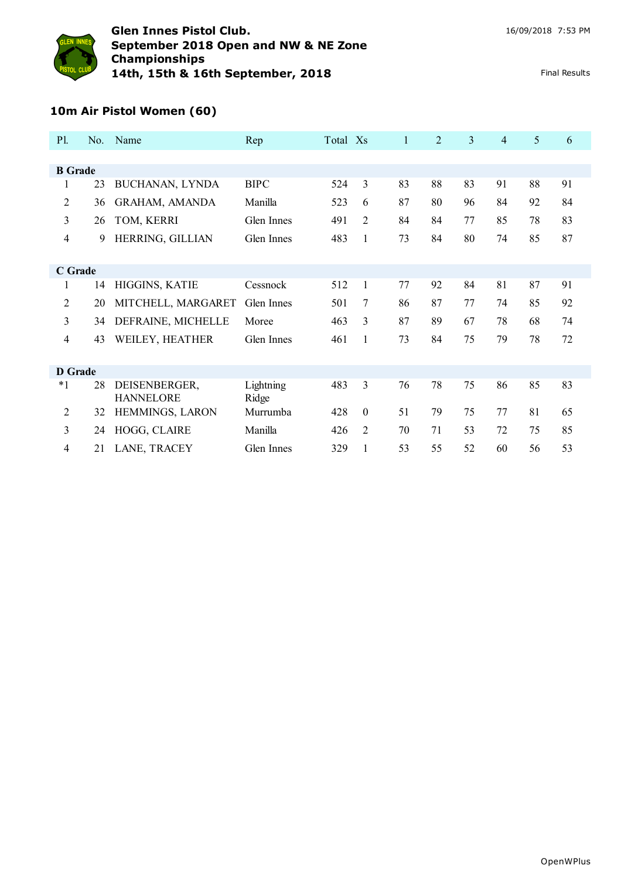# Glen Innes Pistol Club.
# September 2018 Open and NW & NE Zone Championships
# 14th, 15th & 16th September, 2018

16/09/2018 7:53 PM

Final Results

## 10m Air Pistol Women (60)

| Pl. | No. | Name | Rep | Total | Xs | 1 | 2 | 3 | 4 | 5 | 6 |
|---|---|---|---|---|---|---|---|---|---|---|---|
| **B Grade** | | | | | | | | | | | |
| 1 | 23 | BUCHANAN, LYNDA | BIPC | 524 | 3 | 83 | 88 | 83 | 91 | 88 | 91 |
| 2 | 36 | GRAHAM, AMANDA | Manilla | 523 | 6 | 87 | 80 | 96 | 84 | 92 | 84 |
| 3 | 26 | TOM, KERRI | Glen Innes | 491 | 2 | 84 | 84 | 77 | 85 | 78 | 83 |
| 4 | 9 | HERRING, GILLIAN | Glen Innes | 483 | 1 | 73 | 84 | 80 | 74 | 85 | 87 |
| **C Grade** | | | | | | | | | | | |
| 1 | 14 | HIGGINS, KATIE | Cessnock | 512 | 1 | 77 | 92 | 84 | 81 | 87 | 91 |
| 2 | 20 | MITCHELL, MARGARET | Glen Innes | 501 | 7 | 86 | 87 | 77 | 74 | 85 | 92 |
| 3 | 34 | DEFRAINE, MICHELLE | Moree | 463 | 3 | 87 | 89 | 67 | 78 | 68 | 74 |
| 4 | 43 | WEILEY, HEATHER | Glen Innes | 461 | 1 | 73 | 84 | 75 | 79 | 78 | 72 |
| **D Grade** | | | | | | | | | | | |
| *1 | 28 | DEISENBERGER, HANNELORE | Lightning Ridge | 483 | 3 | 76 | 78 | 75 | 86 | 85 | 83 |
| 2 | 32 | HEMMINGS, LARON | Murrumba | 428 | 0 | 51 | 79 | 75 | 77 | 81 | 65 |
| 3 | 24 | HOGG, CLAIRE | Manilla | 426 | 2 | 70 | 71 | 53 | 72 | 75 | 85 |
| 4 | 21 | LANE, TRACEY | Glen Innes | 329 | 1 | 53 | 55 | 52 | 60 | 56 | 53 |

OpenWPlus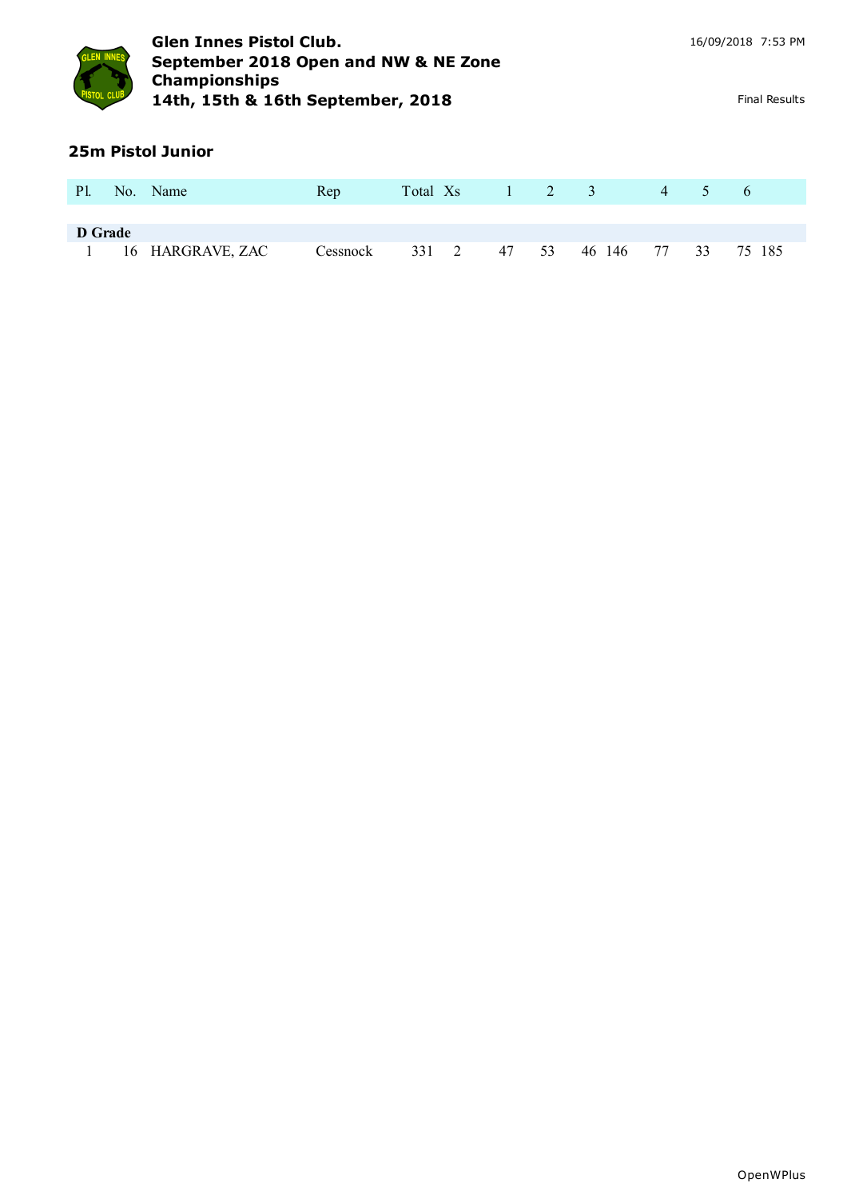**Glen Innes Pistol Club.**
**September 2018 Open and NW & NE Zone Championships**
**14th, 15th & 16th September, 2018**

16/09/2018 7:53 PM

Final Results

## 25m Pistol Junior

| Pl. | No. | Name | Rep | Total | Xs | 1 | 2 | 3 | | 4 | 5 | 6 | |
|---|---|---|---|---|---|---|---|---|---|---|---|---|---|
| **D Grade** | | | | | | | | | | | | | |
| 1 | 16 | HARGRAVE, ZAC | Cessnock | 331 | 2 | 47 | 53 | 46 | 146 | 77 | 33 | 75 | 185 |

OpenWPlus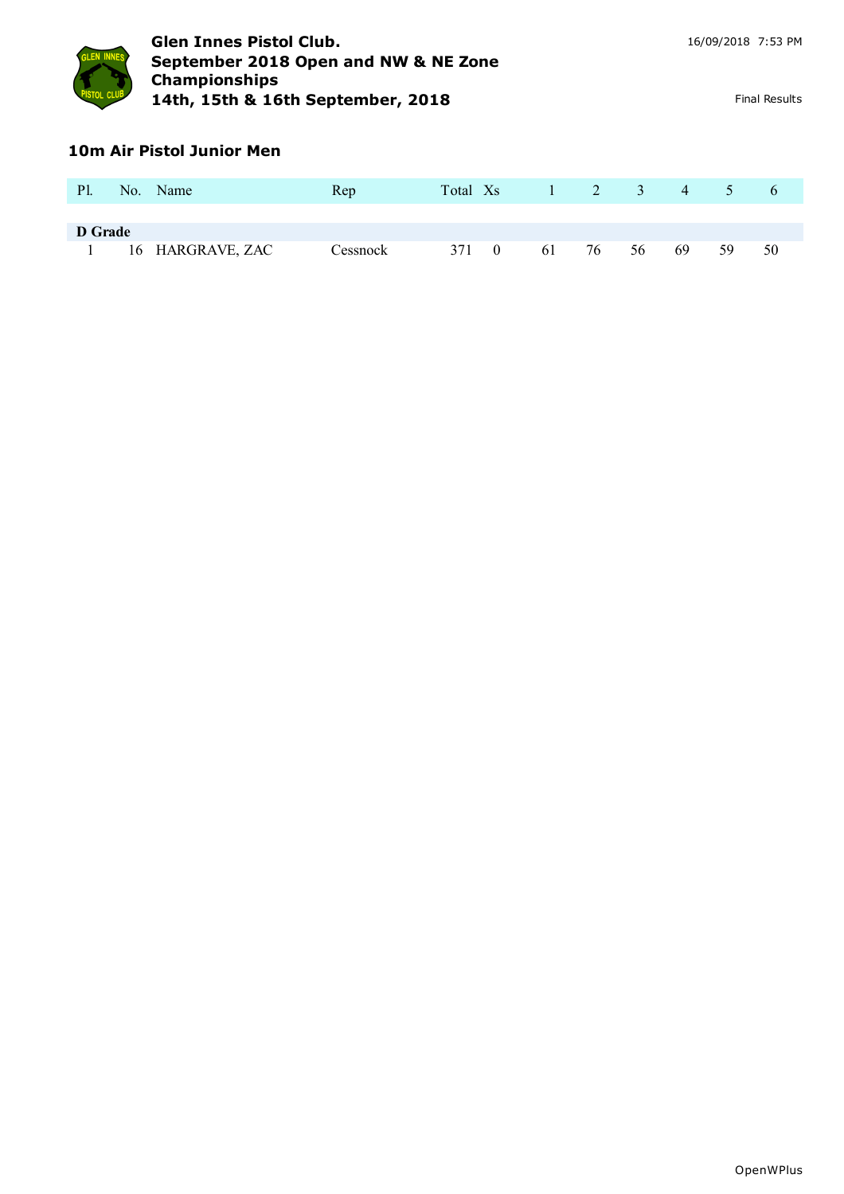# Glen Innes Pistol Club.
# September 2018 Open and NW & NE Zone Championships
# 14th, 15th & 16th September, 2018

16/09/2018 7:53 PM

Final Results

## 10m Air Pistol Junior Men

| Pl. | No. | Name | Rep | Total | Xs | 1 | 2 | 3 | 4 | 5 | 6 |
|---|---|---|---|---|---|---|---|---|---|---|---|
| **D Grade** | | | | | | | | | | | |
| 1 | 16 | HARGRAVE, ZAC | Cessnock | 371 | 0 | 61 | 76 | 56 | 69 | 59 | 50 |

OpenWPlus